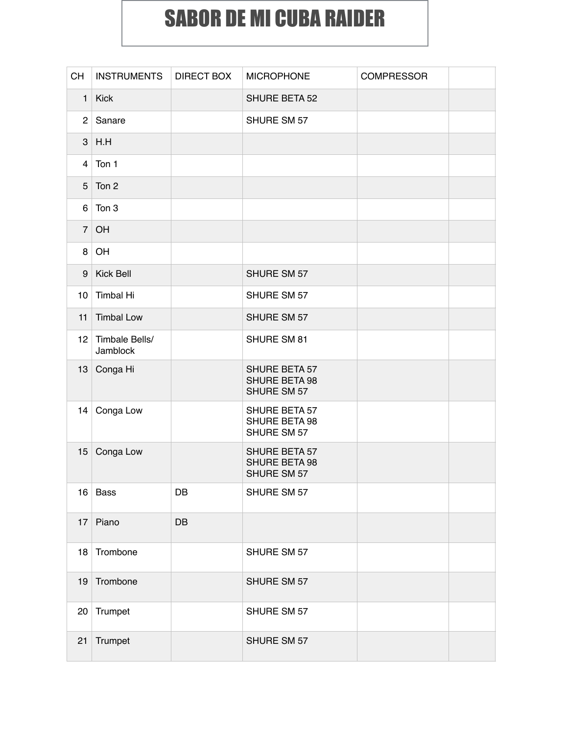# SABOR DE MI CUBA RAIDER

| CH | INSTRUMENTS | DIRECT BOX | MICROPHONE | COMPRESSOR | |
|---|---|---|---|---|---|
| 1 | Kick | | SHURE BETA 52 | | |
| 2 | Sanare | | SHURE SM 57 | | |
| 3 | H.H | | | | |
| 4 | Ton 1 | | | | |
| 5 | Ton 2 | | | | |
| 6 | Ton 3 | | | | |
| 7 | OH | | | | |
| 8 | OH | | | | |
| 9 | Kick Bell | | SHURE SM 57 | | |
| 10 | Timbal Hi | | SHURE SM 57 | | |
| 11 | Timbal Low | | SHURE SM 57 | | |
| 12 | Timbale Bells/ Jamblock | | SHURE SM 81 | | |
| 13 | Conga Hi | | SHURE BETA 57<br>SHURE BETA 98<br>SHURE SM 57 | | |
| 14 | Conga Low | | SHURE BETA 57<br>SHURE BETA 98<br>SHURE SM 57 | | |
| 15 | Conga Low | | SHURE BETA 57<br>SHURE BETA 98<br>SHURE SM 57 | | |
| 16 | Bass | DB | SHURE SM 57 | | |
| 17 | Piano | DB | | | |
| 18 | Trombone | | SHURE SM 57 | | |
| 19 | Trombone | | SHURE SM 57 | | |
| 20 | Trumpet | | SHURE SM 57 | | |
| 21 | Trumpet | | SHURE SM 57 | | |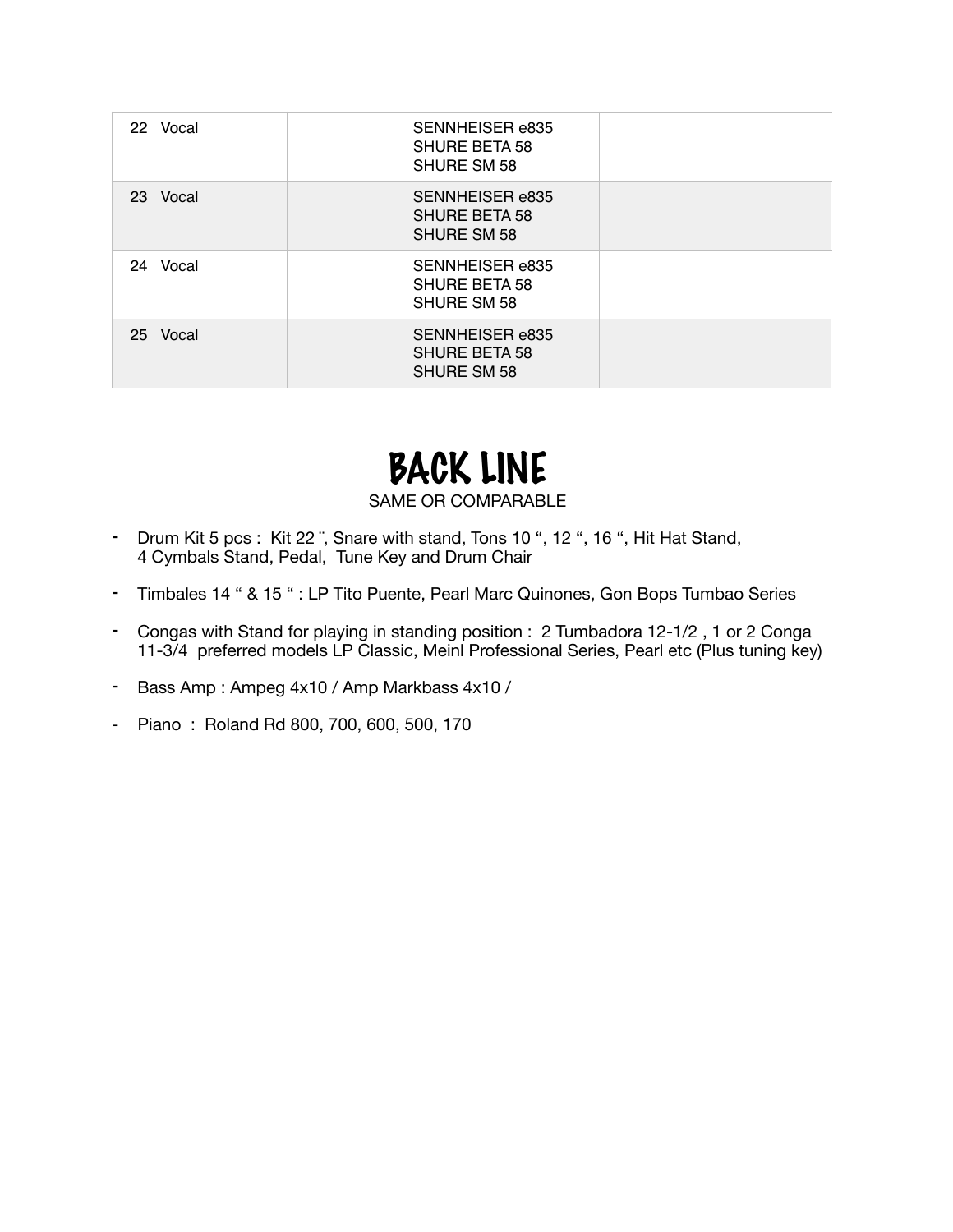| | | | | | |
|---|---|---|---|---|---|
| 22 | Vocal | | SENNHEISER e835<br>SHURE BETA 58<br>SHURE SM 58 | | |
| 23 | Vocal | | SENNHEISER e835<br>SHURE BETA 58<br>SHURE SM 58 | | |
| 24 | Vocal | | SENNHEISER e835<br>SHURE BETA 58<br>SHURE SM 58 | | |
| 25 | Vocal | | SENNHEISER e835<br>SHURE BETA 58<br>SHURE SM 58 | | |

# BACK LINE

SAME OR COMPARABLE

- Drum Kit 5 pcs : Kit 22 ¨, Snare with stand, Tons 10 ", 12 ", 16 ", Hit Hat Stand, 4 Cymbals Stand, Pedal, Tune Key and Drum Chair
- Timbales 14 " & 15 " : LP Tito Puente, Pearl Marc Quinones, Gon Bops Tumbao Series
- Congas with Stand for playing in standing position : 2 Tumbadora 12-1/2 , 1 or 2 Conga 11-3/4 preferred models LP Classic, Meinl Professional Series, Pearl etc (Plus tuning key)
- Bass Amp : Ampeg 4x10 / Amp Markbass 4x10 /
- Piano : Roland Rd 800, 700, 600, 500, 170